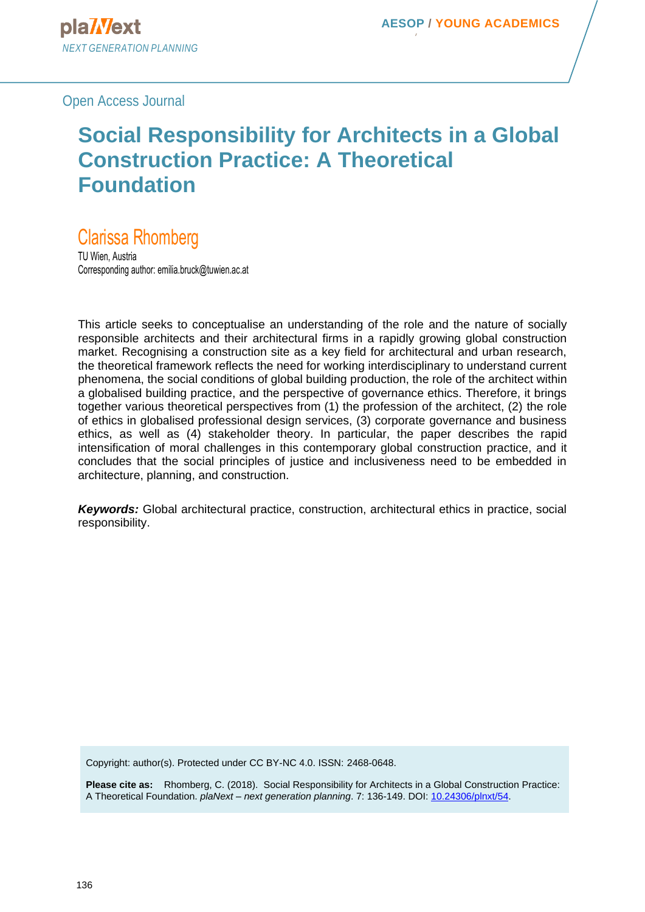Open Access Journal

# Social Responsibility for Architects in a Global Construction Practice: A Theoretical Foundation

## Clarissa Rhomberg

TU Wien, Austria
Corresponding author: emilia.bruck@tuwien.ac.at

This article seeks to conceptualise an understanding of the role and the nature of socially responsible architects and their architectural firms in a rapidly growing global construction market. Recognising a construction site as a key field for architectural and urban research, the theoretical framework reflects the need for working interdisciplinary to understand current phenomena, the social conditions of global building production, the role of the architect within a globalised building practice, and the perspective of governance ethics. Therefore, it brings together various theoretical perspectives from (1) the profession of the architect, (2) the role of ethics in globalised professional design services, (3) corporate governance and business ethics, as well as (4) stakeholder theory. In particular, the paper describes the rapid intensification of moral challenges in this contemporary global construction practice, and it concludes that the social principles of justice and inclusiveness need to be embedded in architecture, planning, and construction.

***Keywords:*** Global architectural practice, construction, architectural ethics in practice, social responsibility.

Copyright: author(s). Protected under CC BY-NC 4.0. ISSN: 2468-0648.

**Please cite as:** Rhomberg, C. (2018). Social Responsibility for Architects in a Global Construction Practice: A Theoretical Foundation. *plaNext – next generation planning*. 7: 136-149. DOI: 10.24306/plnxt/54.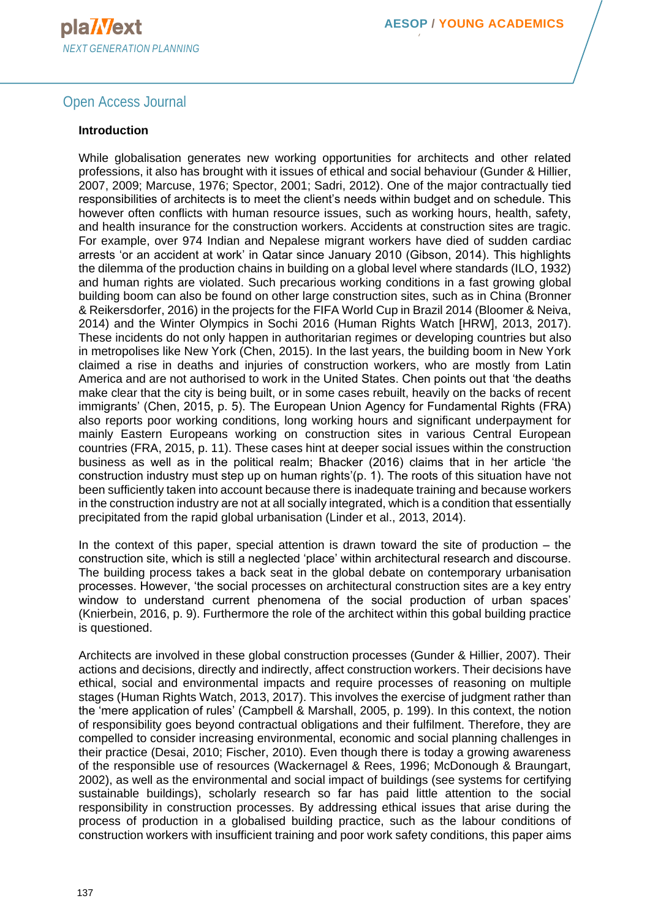## Introduction

While globalisation generates new working opportunities for architects and other related professions, it also has brought with it issues of ethical and social behaviour (Gunder & Hillier, 2007, 2009; Marcuse, 1976; Spector, 2001; Sadri, 2012). One of the major contractually tied responsibilities of architects is to meet the client's needs within budget and on schedule. This however often conflicts with human resource issues, such as working hours, health, safety, and health insurance for the construction workers. Accidents at construction sites are tragic. For example, over 974 Indian and Nepalese migrant workers have died of sudden cardiac arrests 'or an accident at work' in Qatar since January 2010 (Gibson, 2014). This highlights the dilemma of the production chains in building on a global level where standards (ILO, 1932) and human rights are violated. Such precarious working conditions in a fast growing global building boom can also be found on other large construction sites, such as in China (Bronner & Reikersdorfer, 2016) in the projects for the FIFA World Cup in Brazil 2014 (Bloomer & Neiva, 2014) and the Winter Olympics in Sochi 2016 (Human Rights Watch [HRW], 2013, 2017). These incidents do not only happen in authoritarian regimes or developing countries but also in metropolises like New York (Chen, 2015). In the last years, the building boom in New York claimed a rise in deaths and injuries of construction workers, who are mostly from Latin America and are not authorised to work in the United States. Chen points out that 'the deaths make clear that the city is being built, or in some cases rebuilt, heavily on the backs of recent immigrants' (Chen, 2015, p. 5). The European Union Agency for Fundamental Rights (FRA) also reports poor working conditions, long working hours and significant underpayment for mainly Eastern Europeans working on construction sites in various Central European countries (FRA, 2015, p. 11). These cases hint at deeper social issues within the construction business as well as in the political realm; Bhacker (2016) claims that in her article 'the construction industry must step up on human rights'(p. 1). The roots of this situation have not been sufficiently taken into account because there is inadequate training and because workers in the construction industry are not at all socially integrated, which is a condition that essentially precipitated from the rapid global urbanisation (Linder et al., 2013, 2014).

In the context of this paper, special attention is drawn toward the site of production – the construction site, which is still a neglected 'place' within architectural research and discourse. The building process takes a back seat in the global debate on contemporary urbanisation processes. However, 'the social processes on architectural construction sites are a key entry window to understand current phenomena of the social production of urban spaces' (Knierbein, 2016, p. 9). Furthermore the role of the architect within this gobal building practice is questioned.

Architects are involved in these global construction processes (Gunder & Hillier, 2007). Their actions and decisions, directly and indirectly, affect construction workers. Their decisions have ethical, social and environmental impacts and require processes of reasoning on multiple stages (Human Rights Watch, 2013, 2017). This involves the exercise of judgment rather than the 'mere application of rules' (Campbell & Marshall, 2005, p. 199). In this context, the notion of responsibility goes beyond contractual obligations and their fulfilment. Therefore, they are compelled to consider increasing environmental, economic and social planning challenges in their practice (Desai, 2010; Fischer, 2010). Even though there is today a growing awareness of the responsible use of resources (Wackernagel & Rees, 1996; McDonough & Braungart, 2002), as well as the environmental and social impact of buildings (see systems for certifying sustainable buildings), scholarly research so far has paid little attention to the social responsibility in construction processes. By addressing ethical issues that arise during the process of production in a globalised building practice, such as the labour conditions of construction workers with insufficient training and poor work safety conditions, this paper aims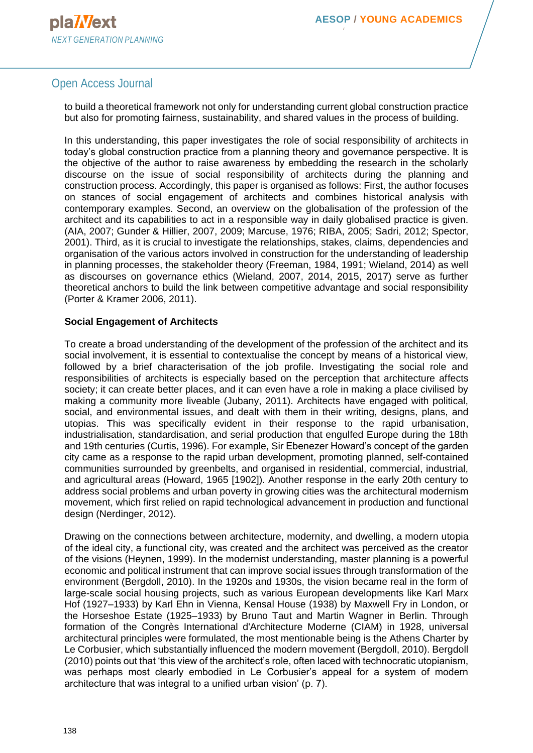to build a theoretical framework not only for understanding current global construction practice but also for promoting fairness, sustainability, and shared values in the process of building.

In this understanding, this paper investigates the role of social responsibility of architects in today's global construction practice from a planning theory and governance perspective. It is the objective of the author to raise awareness by embedding the research in the scholarly discourse on the issue of social responsibility of architects during the planning and construction process. Accordingly, this paper is organised as follows: First, the author focuses on stances of social engagement of architects and combines historical analysis with contemporary examples. Second, an overview on the globalisation of the profession of the architect and its capabilities to act in a responsible way in daily globalised practice is given. (AIA, 2007; Gunder & Hillier, 2007, 2009; Marcuse, 1976; RIBA, 2005; Sadri, 2012; Spector, 2001). Third, as it is crucial to investigate the relationships, stakes, claims, dependencies and organisation of the various actors involved in construction for the understanding of leadership in planning processes, the stakeholder theory (Freeman, 1984, 1991; Wieland, 2014) as well as discourses on governance ethics (Wieland, 2007, 2014, 2015, 2017) serve as further theoretical anchors to build the link between competitive advantage and social responsibility (Porter & Kramer 2006, 2011).

## Social Engagement of Architects

To create a broad understanding of the development of the profession of the architect and its social involvement, it is essential to contextualise the concept by means of a historical view, followed by a brief characterisation of the job profile. Investigating the social role and responsibilities of architects is especially based on the perception that architecture affects society; it can create better places, and it can even have a role in making a place civilised by making a community more liveable (Jubany, 2011). Architects have engaged with political, social, and environmental issues, and dealt with them in their writing, designs, plans, and utopias. This was specifically evident in their response to the rapid urbanisation, industrialisation, standardisation, and serial production that engulfed Europe during the 18th and 19th centuries (Curtis, 1996). For example, Sir Ebenezer Howard's concept of the garden city came as a response to the rapid urban development, promoting planned, self-contained communities surrounded by greenbelts, and organised in residential, commercial, industrial, and agricultural areas (Howard, 1965 [1902]). Another response in the early 20th century to address social problems and urban poverty in growing cities was the architectural modernism movement, which first relied on rapid technological advancement in production and functional design (Nerdinger, 2012).

Drawing on the connections between architecture, modernity, and dwelling, a modern utopia of the ideal city, a functional city, was created and the architect was perceived as the creator of the visions (Heynen, 1999). In the modernist understanding, master planning is a powerful economic and political instrument that can improve social issues through transformation of the environment (Bergdoll, 2010). In the 1920s and 1930s, the vision became real in the form of large-scale social housing projects, such as various European developments like Karl Marx Hof (1927–1933) by Karl Ehn in Vienna, Kensal House (1938) by Maxwell Fry in London, or the Horseshoe Estate (1925–1933) by Bruno Taut and Martin Wagner in Berlin. Through formation of the Congrès International d'Architecture Moderne (CIAM) in 1928, universal architectural principles were formulated, the most mentionable being is the Athens Charter by Le Corbusier, which substantially influenced the modern movement (Bergdoll, 2010). Bergdoll (2010) points out that 'this view of the architect's role, often laced with technocratic utopianism, was perhaps most clearly embodied in Le Corbusier's appeal for a system of modern architecture that was integral to a unified urban vision' (p. 7).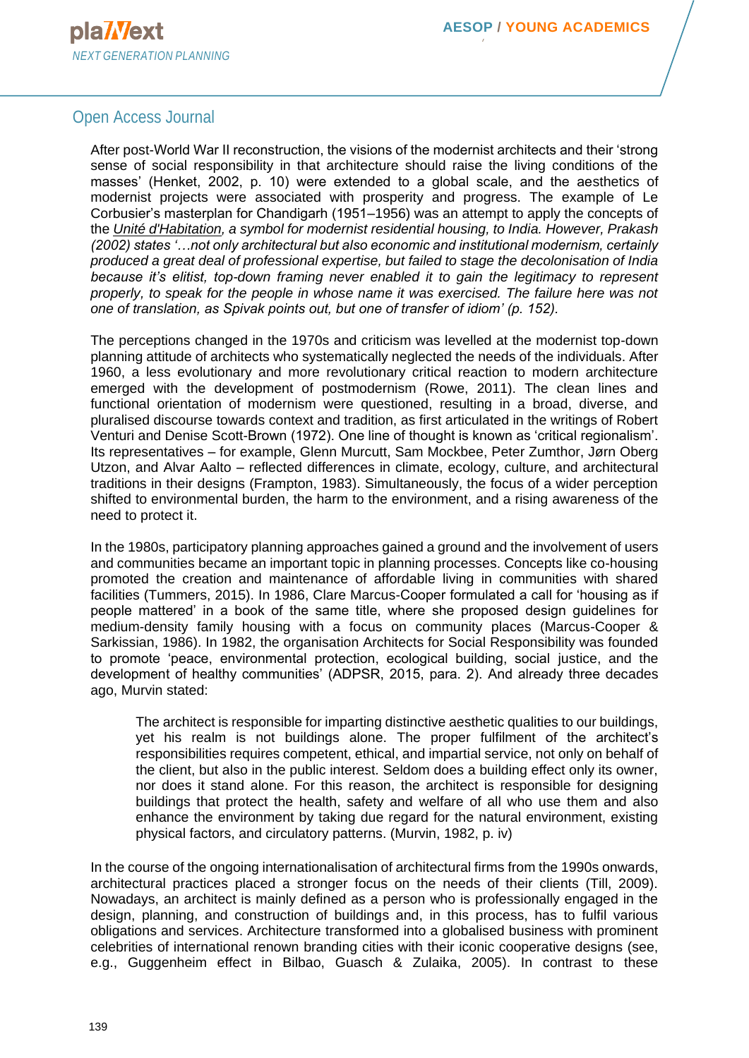After post-World War II reconstruction, the visions of the modernist architects and their 'strong sense of social responsibility in that architecture should raise the living conditions of the masses' (Henket, 2002, p. 10) were extended to a global scale, and the aesthetics of modernist projects were associated with prosperity and progress. The example of Le Corbusier's masterplan for Chandigarh (1951–1956) was an attempt to apply the concepts of the *Unité d'Habitation, a symbol for modernist residential housing, to India. However, Prakash (2002) states '…not only architectural but also economic and institutional modernism, certainly produced a great deal of professional expertise, but failed to stage the decolonisation of India because it's elitist, top-down framing never enabled it to gain the legitimacy to represent properly, to speak for the people in whose name it was exercised. The failure here was not one of translation, as Spivak points out, but one of transfer of idiom' (p. 152).*

The perceptions changed in the 1970s and criticism was levelled at the modernist top-down planning attitude of architects who systematically neglected the needs of the individuals. After 1960, a less evolutionary and more revolutionary critical reaction to modern architecture emerged with the development of postmodernism (Rowe, 2011). The clean lines and functional orientation of modernism were questioned, resulting in a broad, diverse, and pluralised discourse towards context and tradition, as first articulated in the writings of Robert Venturi and Denise Scott-Brown (1972). One line of thought is known as 'critical regionalism'. Its representatives – for example, Glenn Murcutt, Sam Mockbee, Peter Zumthor, Jørn Oberg Utzon, and Alvar Aalto – reflected differences in climate, ecology, culture, and architectural traditions in their designs (Frampton, 1983). Simultaneously, the focus of a wider perception shifted to environmental burden, the harm to the environment, and a rising awareness of the need to protect it.

In the 1980s, participatory planning approaches gained a ground and the involvement of users and communities became an important topic in planning processes. Concepts like co-housing promoted the creation and maintenance of affordable living in communities with shared facilities (Tummers, 2015). In 1986, Clare Marcus-Cooper formulated a call for 'housing as if people mattered' in a book of the same title, where she proposed design guidelines for medium-density family housing with a focus on community places (Marcus-Cooper & Sarkissian, 1986). In 1982, the organisation Architects for Social Responsibility was founded to promote 'peace, environmental protection, ecological building, social justice, and the development of healthy communities' (ADPSR, 2015, para. 2). And already three decades ago, Murvin stated:

> The architect is responsible for imparting distinctive aesthetic qualities to our buildings, yet his realm is not buildings alone. The proper fulfilment of the architect's responsibilities requires competent, ethical, and impartial service, not only on behalf of the client, but also in the public interest. Seldom does a building effect only its owner, nor does it stand alone. For this reason, the architect is responsible for designing buildings that protect the health, safety and welfare of all who use them and also enhance the environment by taking due regard for the natural environment, existing physical factors, and circulatory patterns. (Murvin, 1982, p. iv)

In the course of the ongoing internationalisation of architectural firms from the 1990s onwards, architectural practices placed a stronger focus on the needs of their clients (Till, 2009). Nowadays, an architect is mainly defined as a person who is professionally engaged in the design, planning, and construction of buildings and, in this process, has to fulfil various obligations and services. Architecture transformed into a globalised business with prominent celebrities of international renown branding cities with their iconic cooperative designs (see, e.g., Guggenheim effect in Bilbao, Guasch & Zulaika, 2005). In contrast to these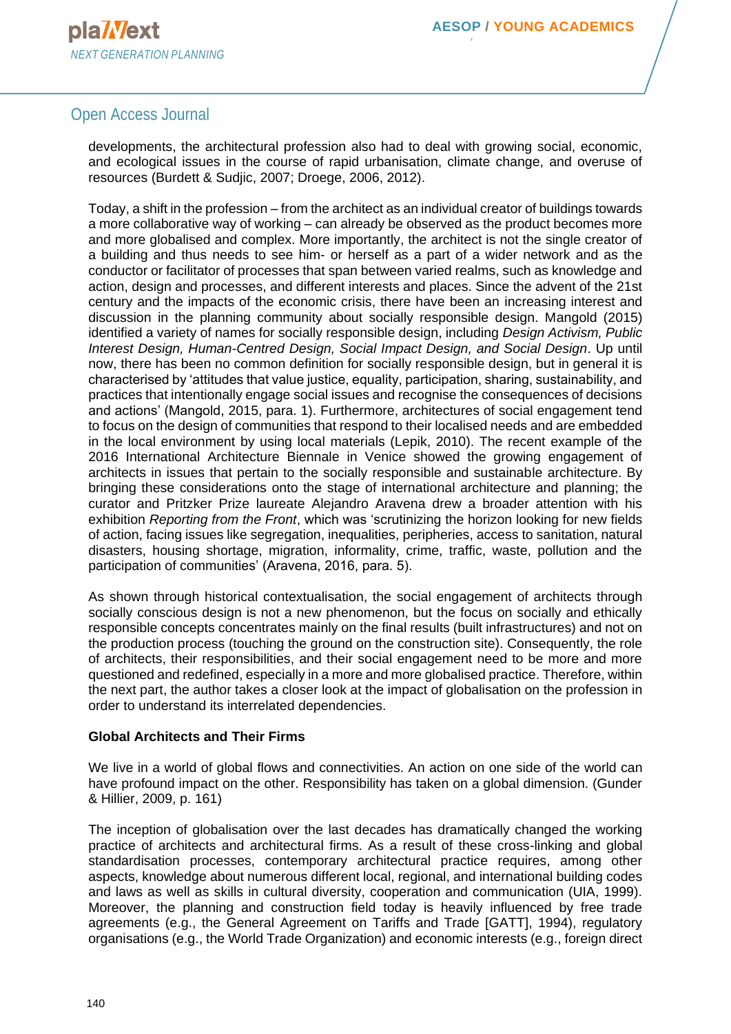developments, the architectural profession also had to deal with growing social, economic, and ecological issues in the course of rapid urbanisation, climate change, and overuse of resources (Burdett & Sudjic, 2007; Droege, 2006, 2012).

Today, a shift in the profession – from the architect as an individual creator of buildings towards a more collaborative way of working – can already be observed as the product becomes more and more globalised and complex. More importantly, the architect is not the single creator of a building and thus needs to see him- or herself as a part of a wider network and as the conductor or facilitator of processes that span between varied realms, such as knowledge and action, design and processes, and different interests and places. Since the advent of the 21st century and the impacts of the economic crisis, there have been an increasing interest and discussion in the planning community about socially responsible design. Mangold (2015) identified a variety of names for socially responsible design, including *Design Activism, Public Interest Design, Human-Centred Design, Social Impact Design, and Social Design*. Up until now, there has been no common definition for socially responsible design, but in general it is characterised by 'attitudes that value justice, equality, participation, sharing, sustainability, and practices that intentionally engage social issues and recognise the consequences of decisions and actions' (Mangold, 2015, para. 1). Furthermore, architectures of social engagement tend to focus on the design of communities that respond to their localised needs and are embedded in the local environment by using local materials (Lepik, 2010). The recent example of the 2016 International Architecture Biennale in Venice showed the growing engagement of architects in issues that pertain to the socially responsible and sustainable architecture. By bringing these considerations onto the stage of international architecture and planning; the curator and Pritzker Prize laureate Alejandro Aravena drew a broader attention with his exhibition *Reporting from the Front*, which was 'scrutinizing the horizon looking for new fields of action, facing issues like segregation, inequalities, peripheries, access to sanitation, natural disasters, housing shortage, migration, informality, crime, traffic, waste, pollution and the participation of communities' (Aravena, 2016, para. 5).

As shown through historical contextualisation, the social engagement of architects through socially conscious design is not a new phenomenon, but the focus on socially and ethically responsible concepts concentrates mainly on the final results (built infrastructures) and not on the production process (touching the ground on the construction site). Consequently, the role of architects, their responsibilities, and their social engagement need to be more and more questioned and redefined, especially in a more and more globalised practice. Therefore, within the next part, the author takes a closer look at the impact of globalisation on the profession in order to understand its interrelated dependencies.

### Global Architects and Their Firms

We live in a world of global flows and connectivities. An action on one side of the world can have profound impact on the other. Responsibility has taken on a global dimension. (Gunder & Hillier, 2009, p. 161)

The inception of globalisation over the last decades has dramatically changed the working practice of architects and architectural firms. As a result of these cross-linking and global standardisation processes, contemporary architectural practice requires, among other aspects, knowledge about numerous different local, regional, and international building codes and laws as well as skills in cultural diversity, cooperation and communication (UIA, 1999). Moreover, the planning and construction field today is heavily influenced by free trade agreements (e.g., the General Agreement on Tariffs and Trade [GATT], 1994), regulatory organisations (e.g., the World Trade Organization) and economic interests (e.g., foreign direct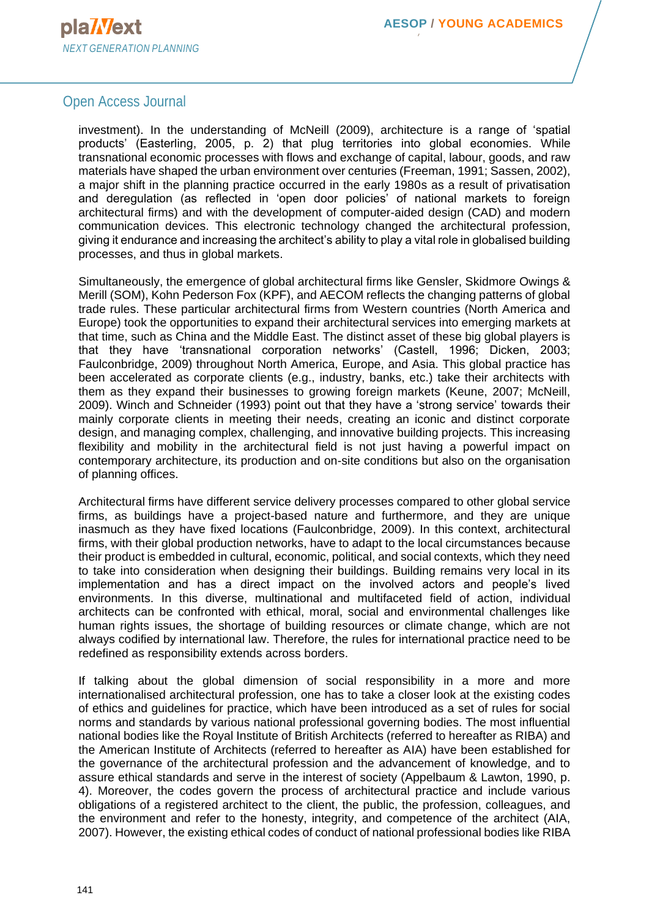investment). In the understanding of McNeill (2009), architecture is a range of ‘spatial products’ (Easterling, 2005, p. 2) that plug territories into global economies. While transnational economic processes with flows and exchange of capital, labour, goods, and raw materials have shaped the urban environment over centuries (Freeman, 1991; Sassen, 2002), a major shift in the planning practice occurred in the early 1980s as a result of privatisation and deregulation (as reflected in ‘open door policies’ of national markets to foreign architectural firms) and with the development of computer-aided design (CAD) and modern communication devices. This electronic technology changed the architectural profession, giving it endurance and increasing the architect’s ability to play a vital role in globalised building processes, and thus in global markets.

Simultaneously, the emergence of global architectural firms like Gensler, Skidmore Owings & Merill (SOM), Kohn Pederson Fox (KPF), and AECOM reflects the changing patterns of global trade rules. These particular architectural firms from Western countries (North America and Europe) took the opportunities to expand their architectural services into emerging markets at that time, such as China and the Middle East. The distinct asset of these big global players is that they have ‘transnational corporation networks’ (Castell, 1996; Dicken, 2003; Faulconbridge, 2009) throughout North America, Europe, and Asia. This global practice has been accelerated as corporate clients (e.g., industry, banks, etc.) take their architects with them as they expand their businesses to growing foreign markets (Keune, 2007; McNeill, 2009). Winch and Schneider (1993) point out that they have a ‘strong service’ towards their mainly corporate clients in meeting their needs, creating an iconic and distinct corporate design, and managing complex, challenging, and innovative building projects. This increasing flexibility and mobility in the architectural field is not just having a powerful impact on contemporary architecture, its production and on-site conditions but also on the organisation of planning offices.

Architectural firms have different service delivery processes compared to other global service firms, as buildings have a project-based nature and furthermore, and they are unique inasmuch as they have fixed locations (Faulconbridge, 2009). In this context, architectural firms, with their global production networks, have to adapt to the local circumstances because their product is embedded in cultural, economic, political, and social contexts, which they need to take into consideration when designing their buildings. Building remains very local in its implementation and has a direct impact on the involved actors and people’s lived environments. In this diverse, multinational and multifaceted field of action, individual architects can be confronted with ethical, moral, social and environmental challenges like human rights issues, the shortage of building resources or climate change, which are not always codified by international law. Therefore, the rules for international practice need to be redefined as responsibility extends across borders.

If talking about the global dimension of social responsibility in a more and more internationalised architectural profession, one has to take a closer look at the existing codes of ethics and guidelines for practice, which have been introduced as a set of rules for social norms and standards by various national professional governing bodies. The most influential national bodies like the Royal Institute of British Architects (referred to hereafter as RIBA) and the American Institute of Architects (referred to hereafter as AIA) have been established for the governance of the architectural profession and the advancement of knowledge, and to assure ethical standards and serve in the interest of society (Appelbaum & Lawton, 1990, p. 4). Moreover, the codes govern the process of architectural practice and include various obligations of a registered architect to the client, the public, the profession, colleagues, and the environment and refer to the honesty, integrity, and competence of the architect (AIA, 2007). However, the existing ethical codes of conduct of national professional bodies like RIBA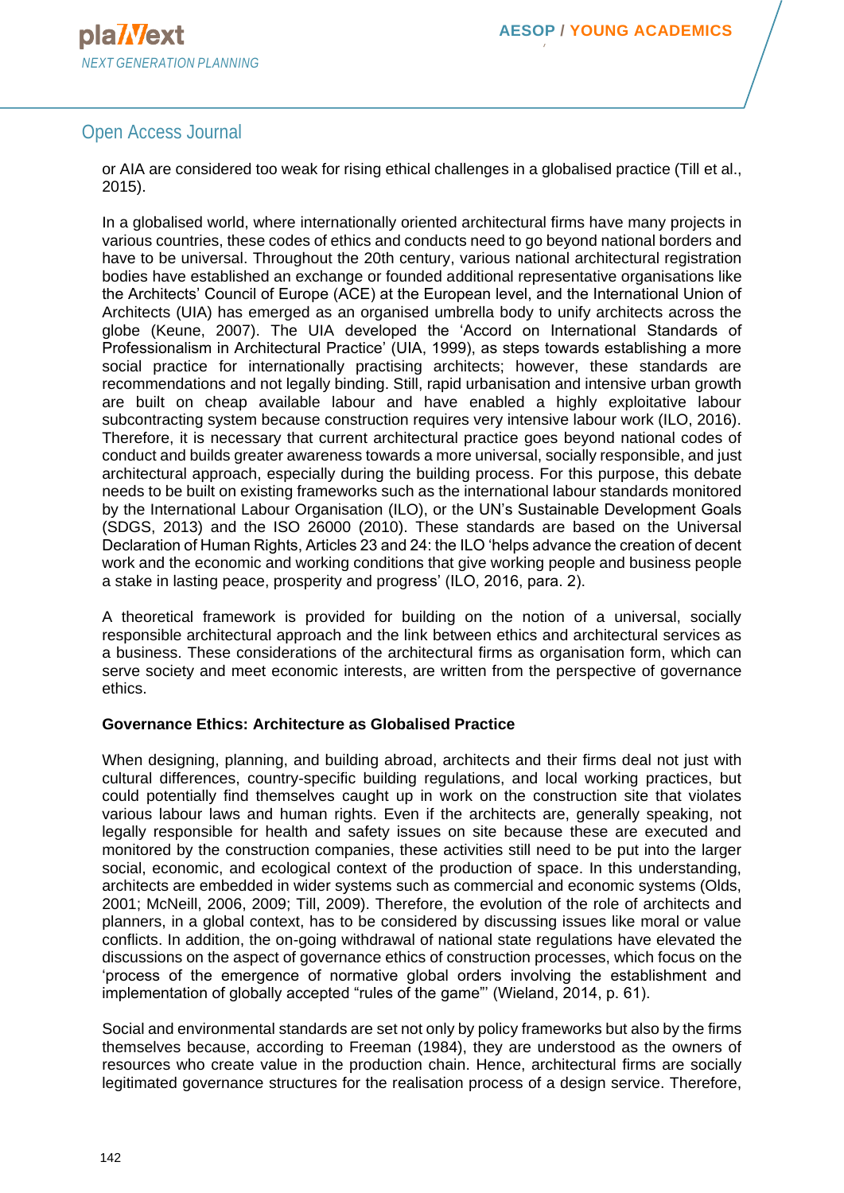or AIA are considered too weak for rising ethical challenges in a globalised practice (Till et al., 2015).

In a globalised world, where internationally oriented architectural firms have many projects in various countries, these codes of ethics and conducts need to go beyond national borders and have to be universal. Throughout the 20th century, various national architectural registration bodies have established an exchange or founded additional representative organisations like the Architects' Council of Europe (ACE) at the European level, and the International Union of Architects (UIA) has emerged as an organised umbrella body to unify architects across the globe (Keune, 2007). The UIA developed the 'Accord on International Standards of Professionalism in Architectural Practice' (UIA, 1999), as steps towards establishing a more social practice for internationally practising architects; however, these standards are recommendations and not legally binding. Still, rapid urbanisation and intensive urban growth are built on cheap available labour and have enabled a highly exploitative labour subcontracting system because construction requires very intensive labour work (ILO, 2016). Therefore, it is necessary that current architectural practice goes beyond national codes of conduct and builds greater awareness towards a more universal, socially responsible, and just architectural approach, especially during the building process. For this purpose, this debate needs to be built on existing frameworks such as the international labour standards monitored by the International Labour Organisation (ILO), or the UN's Sustainable Development Goals (SDGS, 2013) and the ISO 26000 (2010). These standards are based on the Universal Declaration of Human Rights, Articles 23 and 24: the ILO 'helps advance the creation of decent work and the economic and working conditions that give working people and business people a stake in lasting peace, prosperity and progress' (ILO, 2016, para. 2).

A theoretical framework is provided for building on the notion of a universal, socially responsible architectural approach and the link between ethics and architectural services as a business. These considerations of the architectural firms as organisation form, which can serve society and meet economic interests, are written from the perspective of governance ethics.

**Governance Ethics: Architecture as Globalised Practice**

When designing, planning, and building abroad, architects and their firms deal not just with cultural differences, country-specific building regulations, and local working practices, but could potentially find themselves caught up in work on the construction site that violates various labour laws and human rights. Even if the architects are, generally speaking, not legally responsible for health and safety issues on site because these are executed and monitored by the construction companies, these activities still need to be put into the larger social, economic, and ecological context of the production of space. In this understanding, architects are embedded in wider systems such as commercial and economic systems (Olds, 2001; McNeill, 2006, 2009; Till, 2009). Therefore, the evolution of the role of architects and planners, in a global context, has to be considered by discussing issues like moral or value conflicts. In addition, the on-going withdrawal of national state regulations have elevated the discussions on the aspect of governance ethics of construction processes, which focus on the 'process of the emergence of normative global orders involving the establishment and implementation of globally accepted "rules of the game"' (Wieland, 2014, p. 61).

Social and environmental standards are set not only by policy frameworks but also by the firms themselves because, according to Freeman (1984), they are understood as the owners of resources who create value in the production chain. Hence, architectural firms are socially legitimated governance structures for the realisation process of a design service. Therefore,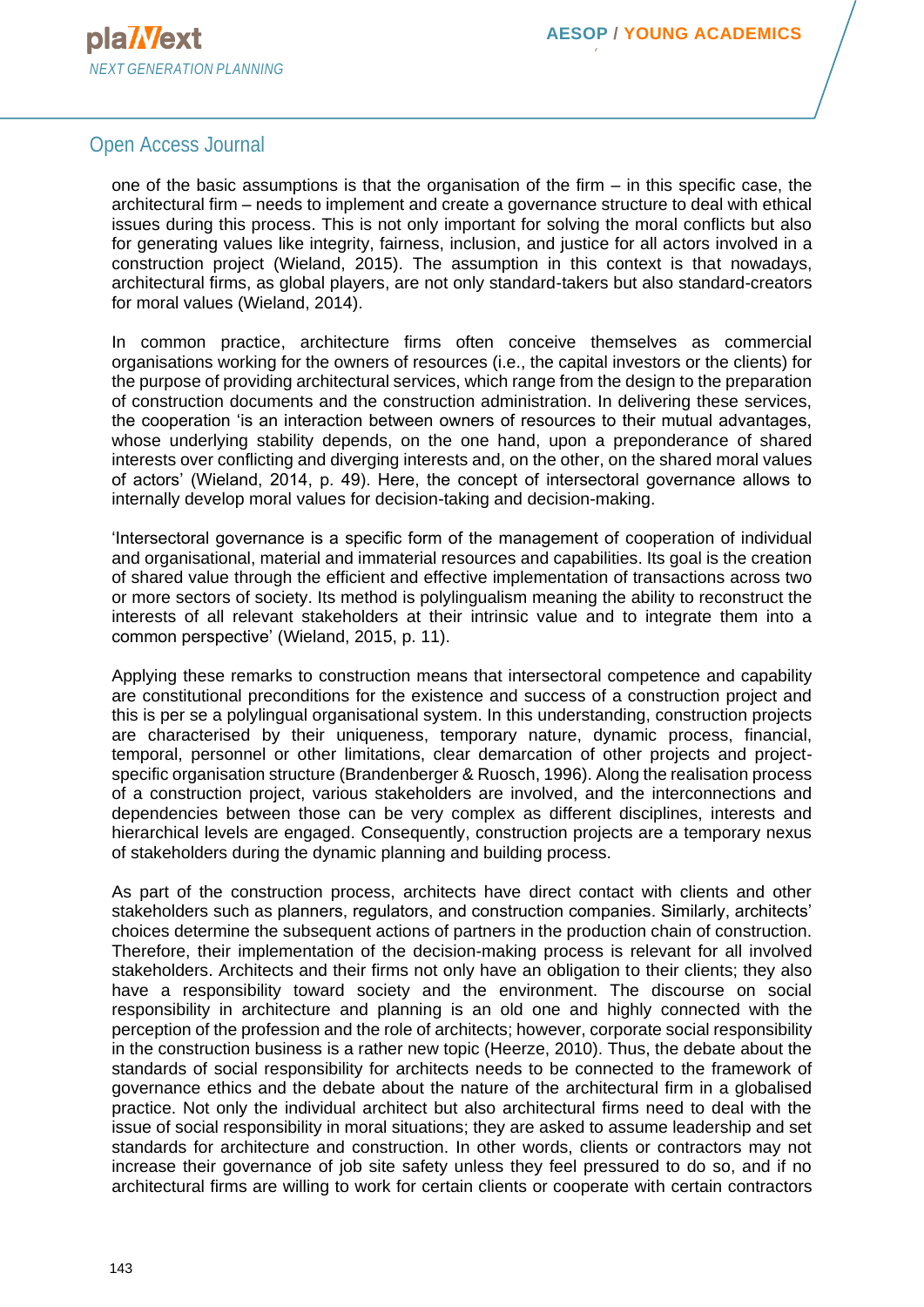one of the basic assumptions is that the organisation of the firm – in this specific case, the architectural firm – needs to implement and create a governance structure to deal with ethical issues during this process. This is not only important for solving the moral conflicts but also for generating values like integrity, fairness, inclusion, and justice for all actors involved in a construction project (Wieland, 2015). The assumption in this context is that nowadays, architectural firms, as global players, are not only standard-takers but also standard-creators for moral values (Wieland, 2014).

In common practice, architecture firms often conceive themselves as commercial organisations working for the owners of resources (i.e., the capital investors or the clients) for the purpose of providing architectural services, which range from the design to the preparation of construction documents and the construction administration. In delivering these services, the cooperation 'is an interaction between owners of resources to their mutual advantages, whose underlying stability depends, on the one hand, upon a preponderance of shared interests over conflicting and diverging interests and, on the other, on the shared moral values of actors' (Wieland, 2014, p. 49). Here, the concept of intersectoral governance allows to internally develop moral values for decision-taking and decision-making.

'Intersectoral governance is a specific form of the management of cooperation of individual and organisational, material and immaterial resources and capabilities. Its goal is the creation of shared value through the efficient and effective implementation of transactions across two or more sectors of society. Its method is polylingualism meaning the ability to reconstruct the interests of all relevant stakeholders at their intrinsic value and to integrate them into a common perspective' (Wieland, 2015, p. 11).

Applying these remarks to construction means that intersectoral competence and capability are constitutional preconditions for the existence and success of a construction project and this is per se a polylingual organisational system. In this understanding, construction projects are characterised by their uniqueness, temporary nature, dynamic process, financial, temporal, personnel or other limitations, clear demarcation of other projects and project-specific organisation structure (Brandenberger & Ruosch, 1996). Along the realisation process of a construction project, various stakeholders are involved, and the interconnections and dependencies between those can be very complex as different disciplines, interests and hierarchical levels are engaged. Consequently, construction projects are a temporary nexus of stakeholders during the dynamic planning and building process.

As part of the construction process, architects have direct contact with clients and other stakeholders such as planners, regulators, and construction companies. Similarly, architects' choices determine the subsequent actions of partners in the production chain of construction. Therefore, their implementation of the decision-making process is relevant for all involved stakeholders. Architects and their firms not only have an obligation to their clients; they also have a responsibility toward society and the environment. The discourse on social responsibility in architecture and planning is an old one and highly connected with the perception of the profession and the role of architects; however, corporate social responsibility in the construction business is a rather new topic (Heerze, 2010). Thus, the debate about the standards of social responsibility for architects needs to be connected to the framework of governance ethics and the debate about the nature of the architectural firm in a globalised practice. Not only the individual architect but also architectural firms need to deal with the issue of social responsibility in moral situations; they are asked to assume leadership and set standards for architecture and construction. In other words, clients or contractors may not increase their governance of job site safety unless they feel pressured to do so, and if no architectural firms are willing to work for certain clients or cooperate with certain contractors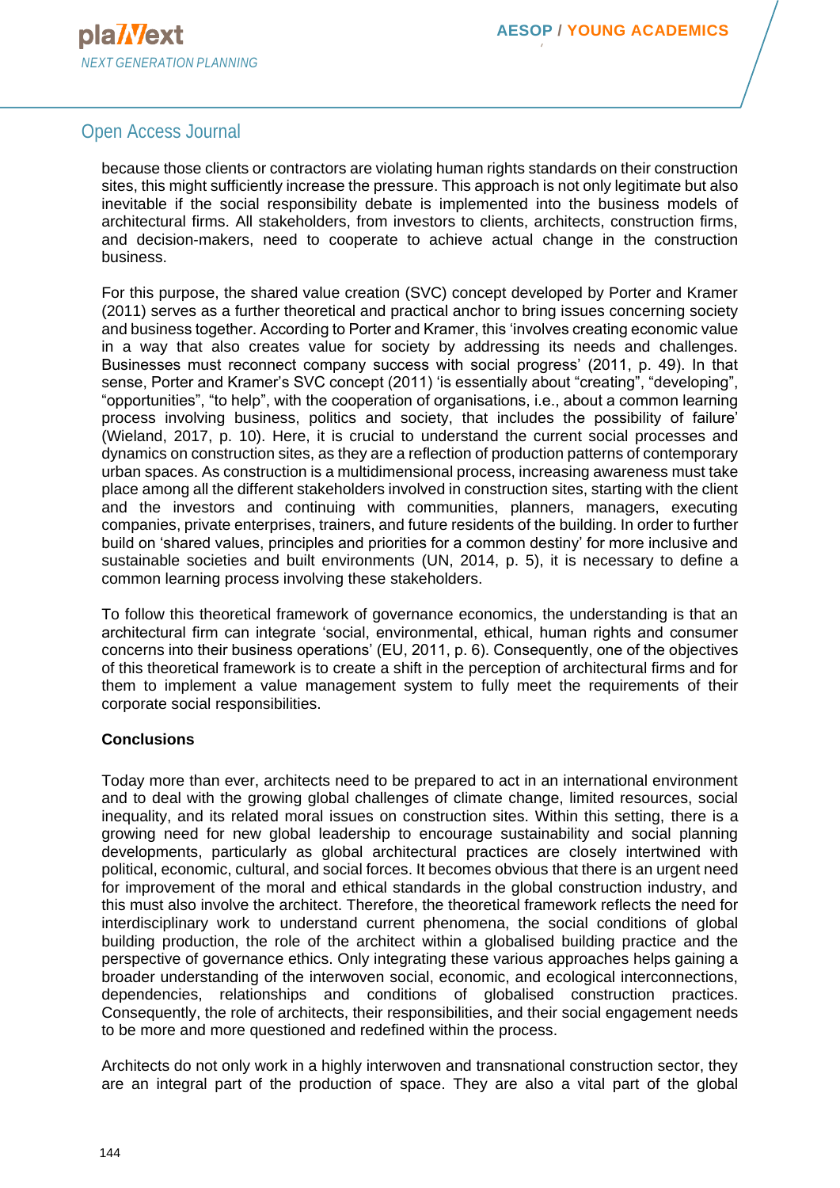because those clients or contractors are violating human rights standards on their construction sites, this might sufficiently increase the pressure. This approach is not only legitimate but also inevitable if the social responsibility debate is implemented into the business models of architectural firms. All stakeholders, from investors to clients, architects, construction firms, and decision-makers, need to cooperate to achieve actual change in the construction business.

For this purpose, the shared value creation (SVC) concept developed by Porter and Kramer (2011) serves as a further theoretical and practical anchor to bring issues concerning society and business together. According to Porter and Kramer, this 'involves creating economic value in a way that also creates value for society by addressing its needs and challenges. Businesses must reconnect company success with social progress' (2011, p. 49). In that sense, Porter and Kramer's SVC concept (2011) 'is essentially about "creating", "developing", "opportunities", "to help", with the cooperation of organisations, i.e., about a common learning process involving business, politics and society, that includes the possibility of failure' (Wieland, 2017, p. 10). Here, it is crucial to understand the current social processes and dynamics on construction sites, as they are a reflection of production patterns of contemporary urban spaces. As construction is a multidimensional process, increasing awareness must take place among all the different stakeholders involved in construction sites, starting with the client and the investors and continuing with communities, planners, managers, executing companies, private enterprises, trainers, and future residents of the building. In order to further build on 'shared values, principles and priorities for a common destiny' for more inclusive and sustainable societies and built environments (UN, 2014, p. 5), it is necessary to define a common learning process involving these stakeholders.

To follow this theoretical framework of governance economics, the understanding is that an architectural firm can integrate 'social, environmental, ethical, human rights and consumer concerns into their business operations' (EU, 2011, p. 6). Consequently, one of the objectives of this theoretical framework is to create a shift in the perception of architectural firms and for them to implement a value management system to fully meet the requirements of their corporate social responsibilities.

**Conclusions**

Today more than ever, architects need to be prepared to act in an international environment and to deal with the growing global challenges of climate change, limited resources, social inequality, and its related moral issues on construction sites. Within this setting, there is a growing need for new global leadership to encourage sustainability and social planning developments, particularly as global architectural practices are closely intertwined with political, economic, cultural, and social forces. It becomes obvious that there is an urgent need for improvement of the moral and ethical standards in the global construction industry, and this must also involve the architect. Therefore, the theoretical framework reflects the need for interdisciplinary work to understand current phenomena, the social conditions of global building production, the role of the architect within a globalised building practice and the perspective of governance ethics. Only integrating these various approaches helps gaining a broader understanding of the interwoven social, economic, and ecological interconnections, dependencies, relationships and conditions of globalised construction practices. Consequently, the role of architects, their responsibilities, and their social engagement needs to be more and more questioned and redefined within the process.

Architects do not only work in a highly interwoven and transnational construction sector, they are an integral part of the production of space. They are also a vital part of the global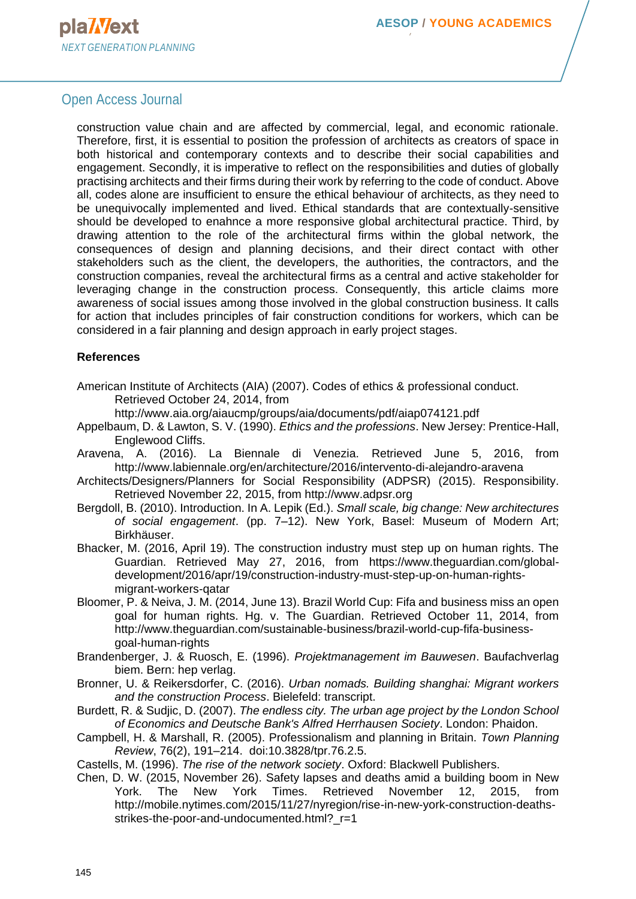construction value chain and are affected by commercial, legal, and economic rationale. Therefore, first, it is essential to position the profession of architects as creators of space in both historical and contemporary contexts and to describe their social capabilities and engagement. Secondly, it is imperative to reflect on the responsibilities and duties of globally practising architects and their firms during their work by referring to the code of conduct. Above all, codes alone are insufficient to ensure the ethical behaviour of architects, as they need to be unequivocally implemented and lived. Ethical standards that are contextually-sensitive should be developed to enahnce a more responsive global architectural practice. Third, by drawing attention to the role of the architectural firms within the global network, the consequences of design and planning decisions, and their direct contact with other stakeholders such as the client, the developers, the authorities, the contractors, and the construction companies, reveal the architectural firms as a central and active stakeholder for leveraging change in the construction process. Consequently, this article claims more awareness of social issues among those involved in the global construction business. It calls for action that includes principles of fair construction conditions for workers, which can be considered in a fair planning and design approach in early project stages.

**References**

American Institute of Architects (AIA) (2007). Codes of ethics & professional conduct. Retrieved October 24, 2014, from http://www.aia.org/aiaucmp/groups/aia/documents/pdf/aiap074121.pdf

Appelbaum, D. & Lawton, S. V. (1990). *Ethics and the professions*. New Jersey: Prentice-Hall, Englewood Cliffs.

Aravena, A. (2016). La Biennale di Venezia. Retrieved June 5, 2016, from http://www.labiennale.org/en/architecture/2016/intervento-di-alejandro-aravena

Architects/Designers/Planners for Social Responsibility (ADPSR) (2015). Responsibility. Retrieved November 22, 2015, from http://www.adpsr.org

Bergdoll, B. (2010). Introduction. In A. Lepik (Ed.). *Small scale, big change: New architectures of social engagement*. (pp. 7–12). New York, Basel: Museum of Modern Art; Birkhäuser.

Bhacker, M. (2016, April 19). The construction industry must step up on human rights. The Guardian. Retrieved May 27, 2016, from https://www.theguardian.com/global-development/2016/apr/19/construction-industry-must-step-up-on-human-rights-migrant-workers-qatar

Bloomer, P. & Neiva, J. M. (2014, June 13). Brazil World Cup: Fifa and business miss an open goal for human rights. Hg. v. The Guardian. Retrieved October 11, 2014, from http://www.theguardian.com/sustainable-business/brazil-world-cup-fifa-business-goal-human-rights

Brandenberger, J. & Ruosch, E. (1996). *Projektmanagement im Bauwesen*. Baufachverlag biem. Bern: hep verlag.

Bronner, U. & Reikersdorfer, C. (2016). *Urban nomads. Building shanghai: Migrant workers and the construction Process*. Bielefeld: transcript.

Burdett, R. & Sudjic, D. (2007). *The endless city. The urban age project by the London School of Economics and Deutsche Bank's Alfred Herrhausen Society*. London: Phaidon.

Campbell, H. & Marshall, R. (2005). Professionalism and planning in Britain. *Town Planning Review*, 76(2), 191–214. doi:10.3828/tpr.76.2.5.

Castells, M. (1996). *The rise of the network society*. Oxford: Blackwell Publishers.

Chen, D. W. (2015, November 26). Safety lapses and deaths amid a building boom in New York. The New York Times. Retrieved November 12, 2015, from http://mobile.nytimes.com/2015/11/27/nyregion/rise-in-new-york-construction-deaths-strikes-the-poor-and-undocumented.html?_r=1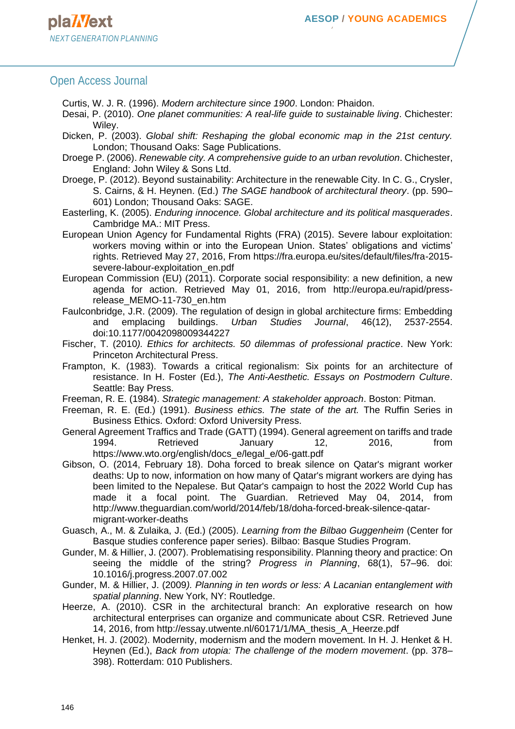Curtis, W. J. R. (1996). *Modern architecture since 1900*. London: Phaidon.

Desai, P. (2010). *One planet communities: A real-life guide to sustainable living*. Chichester: Wiley.

Dicken, P. (2003). *Global shift: Reshaping the global economic map in the 21st century.* London; Thousand Oaks: Sage Publications.

Droege P. (2006). *Renewable city. A comprehensive guide to an urban revolution*. Chichester, England: John Wiley & Sons Ltd.

Droege, P. (2012). Beyond sustainability: Architecture in the renewable City. In C. G., Crysler, S. Cairns, & H. Heynen. (Ed.) *The SAGE handbook of architectural theory*. (pp. 590–601) London; Thousand Oaks: SAGE.

Easterling, K. (2005). *Enduring innocence. Global architecture and its political masquerades*. Cambridge MA.: MIT Press.

European Union Agency for Fundamental Rights (FRA) (2015). Severe labour exploitation: workers moving within or into the European Union. States' obligations and victims' rights. Retrieved May 27, 2016, From https://fra.europa.eu/sites/default/files/fra-2015-severe-labour-exploitation_en.pdf

European Commission (EU) (2011). Corporate social responsibility: a new definition, a new agenda for action. Retrieved May 01, 2016, from http://europa.eu/rapid/press-release_MEMO-11-730_en.htm

Faulconbridge, J.R. (2009). The regulation of design in global architecture firms: Embedding and emplacing buildings. *Urban Studies Journal*, 46(12), 2537-2554. doi:10.1177/0042098009344227

Fischer, T. (2010*). Ethics for architects. 50 dilemmas of professional practice*. New York: Princeton Architectural Press.

Frampton, K. (1983). Towards a critical regionalism: Six points for an architecture of resistance. In H. Foster (Ed.), *The Anti-Aesthetic. Essays on Postmodern Culture*. Seattle: Bay Press.

Freeman, R. E. (1984). *Strategic management: A stakeholder approach*. Boston: Pitman.

Freeman, R. E. (Ed.) (1991). *Business ethics. The state of the art.* The Ruffin Series in Business Ethics. Oxford: Oxford University Press.

General Agreement Traffics and Trade (GATT) (1994). General agreement on tariffs and trade 1994. Retrieved January 12, 2016, from https://www.wto.org/english/docs_e/legal_e/06-gatt.pdf

Gibson, O. (2014, February 18). Doha forced to break silence on Qatar's migrant worker deaths: Up to now, information on how many of Qatar's migrant workers are dying has been limited to the Nepalese. But Qatar's campaign to host the 2022 World Cup has made it a focal point. The Guardian. Retrieved May 04, 2014, from http://www.theguardian.com/world/2014/feb/18/doha-forced-break-silence-qatar-migrant-worker-deaths

Guasch, A., M. & Zulaika, J. (Ed.) (2005). *Learning from the Bilbao Guggenheim* (Center for Basque studies conference paper series). Bilbao: Basque Studies Program.

Gunder, M. & Hillier, J. (2007). Problematising responsibility. Planning theory and practice: On seeing the middle of the string? *Progress in Planning*, 68(1), 57–96. doi: 10.1016/j.progress.2007.07.002

Gunder, M. & Hillier, J. (2009*). Planning in ten words or less: A Lacanian entanglement with spatial planning*. New York, NY: Routledge.

Heerze, A. (2010). CSR in the architectural branch: An explorative research on how architectural enterprises can organize and communicate about CSR. Retrieved June 14, 2016, from http://essay.utwente.nl/60171/1/MA_thesis_A_Heerze.pdf

Henket, H. J. (2002). Modernity, modernism and the modern movement. In H. J. Henket & H. Heynen (Ed.), *Back from utopia: The challenge of the modern movement*. (pp. 378–398). Rotterdam: 010 Publishers.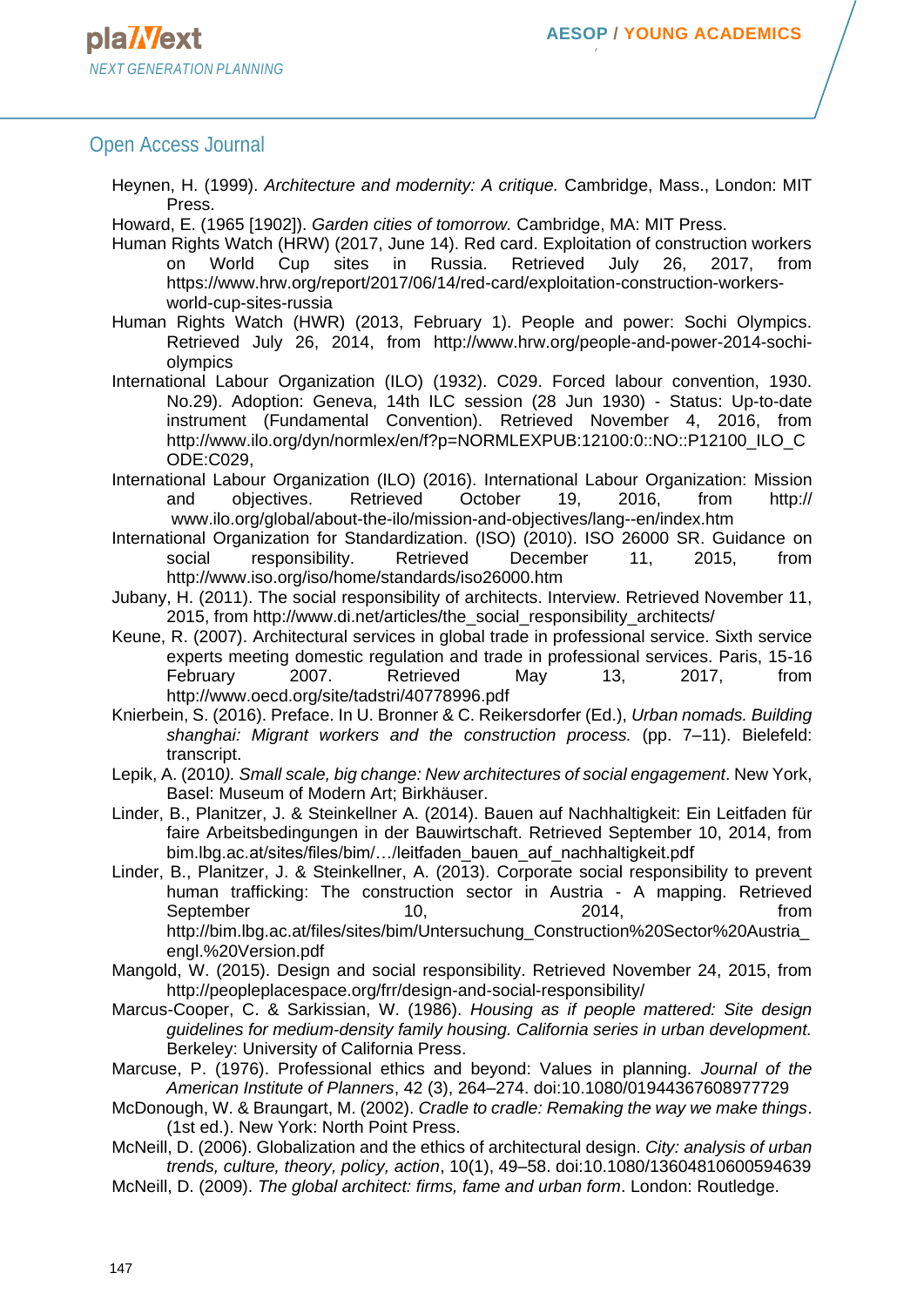Heynen, H. (1999). *Architecture and modernity: A critique.* Cambridge, Mass., London: MIT Press.

Howard, E. (1965 [1902]). *Garden cities of tomorrow.* Cambridge, MA: MIT Press.

Human Rights Watch (HRW) (2017, June 14). Red card. Exploitation of construction workers on World Cup sites in Russia. Retrieved July 26, 2017, from https://www.hrw.org/report/2017/06/14/red-card/exploitation-construction-workers-world-cup-sites-russia

Human Rights Watch (HWR) (2013, February 1). People and power: Sochi Olympics. Retrieved July 26, 2014, from http://www.hrw.org/people-and-power-2014-sochi-olympics

International Labour Organization (ILO) (1932). C029. Forced labour convention, 1930. No.29). Adoption: Geneva, 14th ILC session (28 Jun 1930) - Status: Up-to-date instrument (Fundamental Convention). Retrieved November 4, 2016, from http://www.ilo.org/dyn/normlex/en/f?p=NORMLEXPUB:12100:0::NO::P12100_ILO_CODE:C029,

International Labour Organization (ILO) (2016). International Labour Organization: Mission and objectives. Retrieved October 19, 2016, from http:// www.ilo.org/global/about-the-ilo/mission-and-objectives/lang--en/index.htm

International Organization for Standardization. (ISO) (2010). ISO 26000 SR. Guidance on social responsibility. Retrieved December 11, 2015, from http://www.iso.org/iso/home/standards/iso26000.htm

Jubany, H. (2011). The social responsibility of architects. Interview. Retrieved November 11, 2015, from http://www.di.net/articles/the_social_responsibility_architects/

Keune, R. (2007). Architectural services in global trade in professional service. Sixth service experts meeting domestic regulation and trade in professional services. Paris, 15-16 February 2007. Retrieved May 13, 2017, from http://www.oecd.org/site/tadstri/40778996.pdf

Knierbein, S. (2016). Preface. In U. Bronner & C. Reikersdorfer (Ed.), *Urban nomads. Building shanghai: Migrant workers and the construction process.* (pp. 7–11). Bielefeld: transcript.

Lepik, A. (2010). *Small scale, big change: New architectures of social engagement*. New York, Basel: Museum of Modern Art; Birkhäuser.

Linder, B., Planitzer, J. & Steinkellner A. (2014). Bauen auf Nachhaltigkeit: Ein Leitfaden für faire Arbeitsbedingungen in der Bauwirtschaft. Retrieved September 10, 2014, from bim.lbg.ac.at/sites/files/bim/…/leitfaden_bauen_auf_nachhaltigkeit.pdf

Linder, B., Planitzer, J. & Steinkellner, A. (2013). Corporate social responsibility to prevent human trafficking: The construction sector in Austria - A mapping. Retrieved September 10, 2014, from http://bim.lbg.ac.at/files/sites/bim/Untersuchung_Construction%20Sector%20Austria_engl.%20Version.pdf

Mangold, W. (2015). Design and social responsibility. Retrieved November 24, 2015, from http://peopleplacespace.org/frr/design-and-social-responsibility/

Marcus-Cooper, C. & Sarkissian, W. (1986). *Housing as if people mattered: Site design guidelines for medium-density family housing. California series in urban development.* Berkeley: University of California Press.

Marcuse, P. (1976). Professional ethics and beyond: Values in planning. *Journal of the American Institute of Planners*, 42 (3), 264–274. doi:10.1080/01944367608977729

McDonough, W. & Braungart, M. (2002). *Cradle to cradle: Remaking the way we make things*. (1st ed.). New York: North Point Press.

McNeill, D. (2006). Globalization and the ethics of architectural design. *City: analysis of urban trends, culture, theory, policy, action*, 10(1), 49–58. doi:10.1080/13604810600594639

McNeill, D. (2009). *The global architect: firms, fame and urban form*. London: Routledge.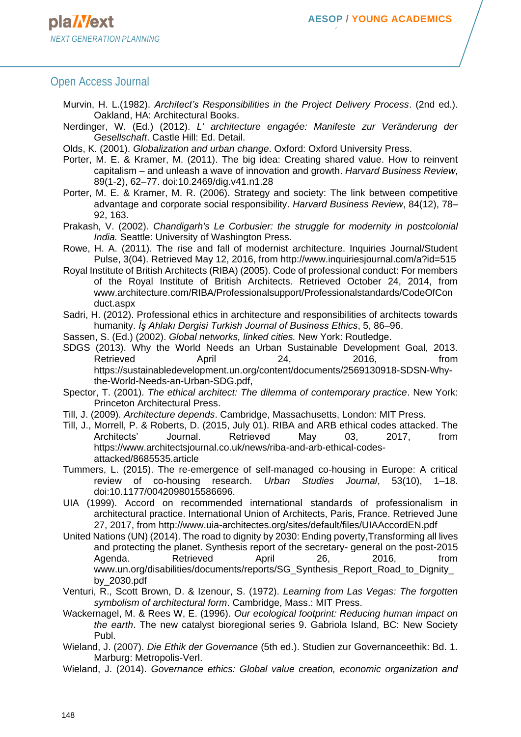Murvin, H. L.(1982). *Architect's Responsibilities in the Project Delivery Process*. (2nd ed.). Oakland, HA: Architectural Books.

Nerdinger, W. (Ed.) (2012). *L' architecture engagée: Manifeste zur Veränderung der Gesellschaft*. Castle Hill: Ed. Detail.

Olds, K. (2001). *Globalization and urban change*. Oxford: Oxford University Press.

Porter, M. E. & Kramer, M. (2011). The big idea: Creating shared value. How to reinvent capitalism – and unleash a wave of innovation and growth. *Harvard Business Review*, 89(1-2), 62–77. doi:10.2469/dig.v41.n1.28

Porter, M. E. & Kramer, M. R. (2006). Strategy and society: The link between competitive advantage and corporate social responsibility. *Harvard Business Review*, 84(12), 78–92, 163.

Prakash, V. (2002). *Chandigarh's Le Corbusier: the struggle for modernity in postcolonial India.* Seattle: University of Washington Press.

Rowe, H. A. (2011). The rise and fall of modernist architecture. Inquiries Journal/Student Pulse, 3(04). Retrieved May 12, 2016, from http://www.inquiriesjournal.com/a?id=515

Royal Institute of British Architects (RIBA) (2005). Code of professional conduct: For members of the Royal Institute of British Architects. Retrieved October 24, 2014, from www.architecture.com/RIBA/Professionalsupport/Professionalstandards/CodeOfConduct.aspx

Sadri, H. (2012). Professional ethics in architecture and responsibilities of architects towards humanity. *İş Ahlakı Dergisi Turkish Journal of Business Ethics*, 5, 86–96.

Sassen, S. (Ed.) (2002). *Global networks, linked cities.* New York: Routledge.

SDGS (2013). Why the World Needs an Urban Sustainable Development Goal, 2013. Retrieved April 24, 2016, from https://sustainabledevelopment.un.org/content/documents/2569130918-SDSN-Why-the-World-Needs-an-Urban-SDG.pdf,

Spector, T. (2001). *The ethical architect: The dilemma of contemporary practice*. New York: Princeton Architectural Press.

Till, J. (2009). *Architecture depends*. Cambridge, Massachusetts, London: MIT Press.

Till, J., Morrell, P. & Roberts, D. (2015, July 01). RIBA and ARB ethical codes attacked. The Architects' Journal. Retrieved May 03, 2017, from https://www.architectsjournal.co.uk/news/riba-and-arb-ethical-codes-attacked/8685535.article

Tummers, L. (2015). The re-emergence of self-managed co-housing in Europe: A critical review of co-housing research. *Urban Studies Journal*, 53(10), 1–18. doi:10.1177/0042098015586696.

UIA (1999). Accord on recommended international standards of professionalism in architectural practice. International Union of Architects, Paris, France. Retrieved June 27, 2017, from http://www.uia-architectes.org/sites/default/files/UIAAccordEN.pdf

United Nations (UN) (2014). The road to dignity by 2030: Ending poverty,Transforming all lives and protecting the planet. Synthesis report of the secretary- general on the post-2015 Agenda. Retrieved April 26, 2016, from www.un.org/disabilities/documents/reports/SG_Synthesis_Report_Road_to_Dignity_by_2030.pdf

Venturi, R., Scott Brown, D. & Izenour, S. (1972). *Learning from Las Vegas: The forgotten symbolism of architectural form*. Cambridge, Mass.: MIT Press.

Wackernagel, M. & Rees W, E. (1996). *Our ecological footprint: Reducing human impact on the earth*. The new catalyst bioregional series 9. Gabriola Island, BC: New Society Publ.

Wieland, J. (2007). *Die Ethik der Governance* (5th ed.). Studien zur Governanceethik: Bd. 1. Marburg: Metropolis-Verl.

Wieland, J. (2014). *Governance ethics: Global value creation, economic organization and*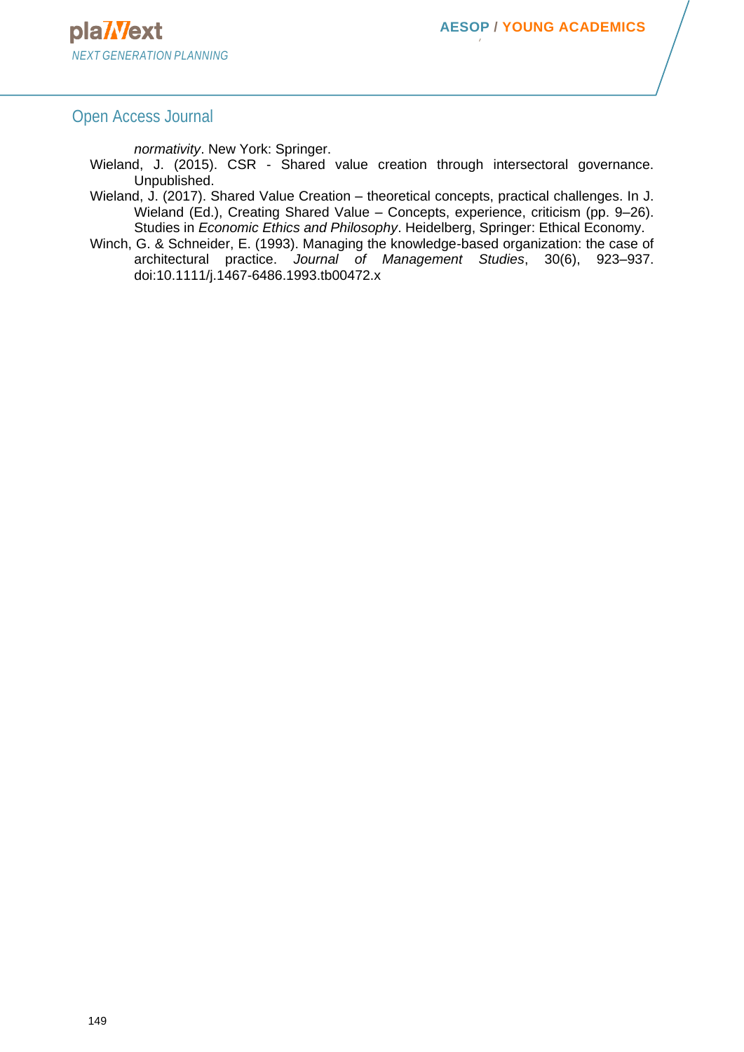*normativity*. New York: Springer.

Wieland, J. (2015). CSR - Shared value creation through intersectoral governance. Unpublished.

Wieland, J. (2017). Shared Value Creation – theoretical concepts, practical challenges. In J. Wieland (Ed.), Creating Shared Value – Concepts, experience, criticism (pp. 9–26). Studies in *Economic Ethics and Philosophy*. Heidelberg, Springer: Ethical Economy.

Winch, G. & Schneider, E. (1993). Managing the knowledge-based organization: the case of architectural practice. *Journal of Management Studies*, 30(6), 923–937. doi:10.1111/j.1467-6486.1993.tb00472.x